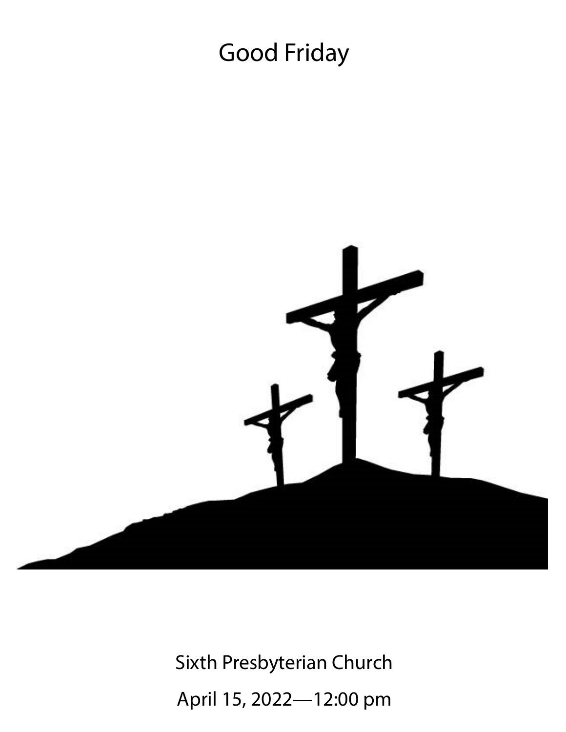# Good Friday

Sixth Presbyterian Church

April 15, 2022—12:00 pm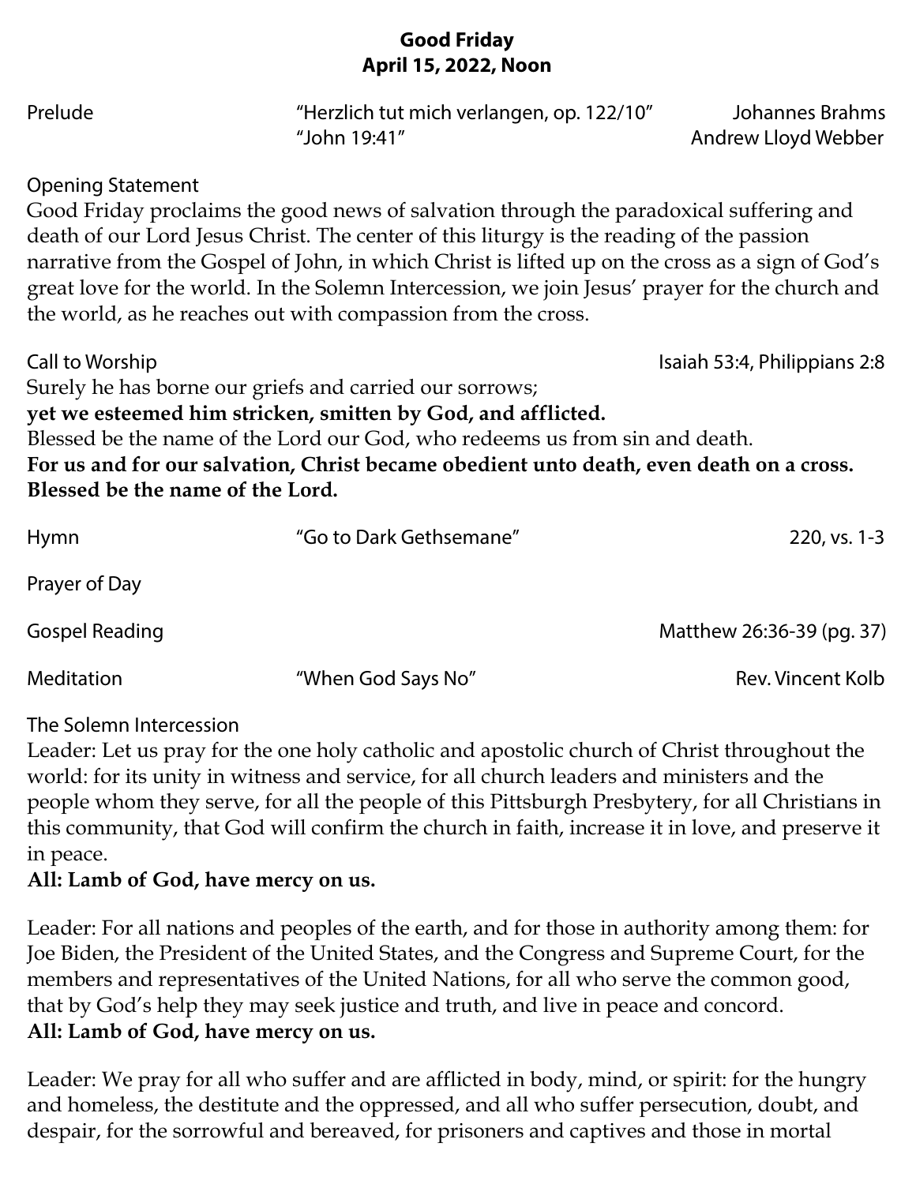**Good Friday**
**April 15, 2022, Noon**

Prelude — "Herzlich tut mich verlangen, op. 122/10" — Johannes Brahms
"John 19:41" — Andrew Lloyd Webber

Opening Statement

Good Friday proclaims the good news of salvation through the paradoxical suffering and death of our Lord Jesus Christ. The center of this liturgy is the reading of the passion narrative from the Gospel of John, in which Christ is lifted up on the cross as a sign of God's great love for the world. In the Solemn Intercession, we join Jesus' prayer for the church and the world, as he reaches out with compassion from the cross.

Call to Worship — Isaiah 53:4, Philippians 2:8

Surely he has borne our griefs and carried our sorrows;
**yet we esteemed him stricken, smitten by God, and afflicted.**
Blessed be the name of the Lord our God, who redeems us from sin and death.
**For us and for our salvation, Christ became obedient unto death, even death on a cross. Blessed be the name of the Lord.**

Hymn — "Go to Dark Gethsemane" — 220, vs. 1-3

Prayer of Day

Gospel Reading — Matthew 26:36-39 (pg. 37)

Meditation — "When God Says No" — Rev. Vincent Kolb

The Solemn Intercession

Leader: Let us pray for the one holy catholic and apostolic church of Christ throughout the world: for its unity in witness and service, for all church leaders and ministers and the people whom they serve, for all the people of this Pittsburgh Presbytery, for all Christians in this community, that God will confirm the church in faith, increase it in love, and preserve it in peace.
**All: Lamb of God, have mercy on us.**

Leader: For all nations and peoples of the earth, and for those in authority among them: for Joe Biden, the President of the United States, and the Congress and Supreme Court, for the members and representatives of the United Nations, for all who serve the common good, that by God's help they may seek justice and truth, and live in peace and concord.
**All: Lamb of God, have mercy on us.**

Leader: We pray for all who suffer and are afflicted in body, mind, or spirit: for the hungry and homeless, the destitute and the oppressed, and all who suffer persecution, doubt, and despair, for the sorrowful and bereaved, for prisoners and captives and those in mortal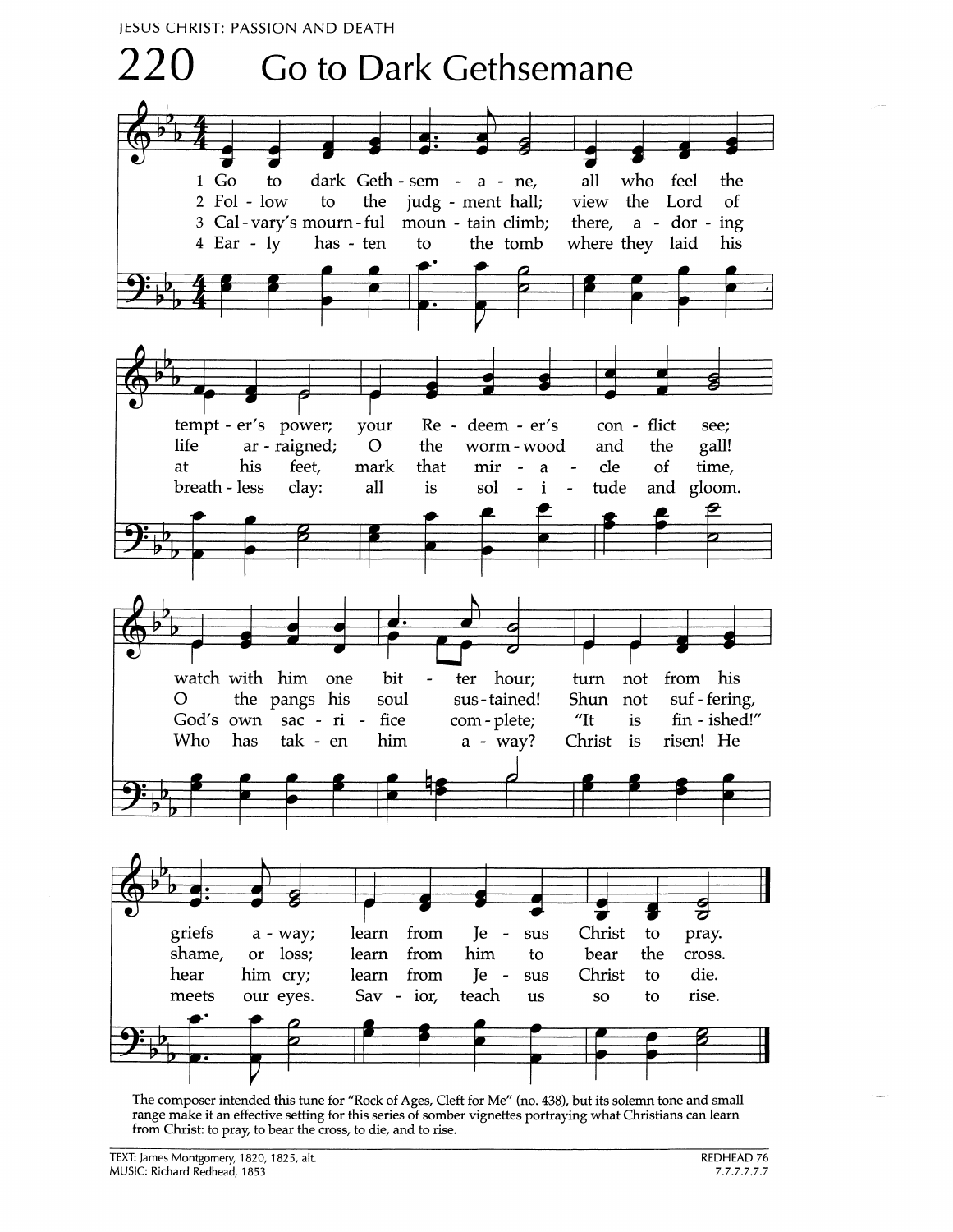# 220 Go to Dark Gethsemane

1 Go to dark Gethsemane, all who feel the tempter's power; your Redeemer's conflict see; watch with him one bitter hour; turn not from his griefs away; learn from Jesus Christ to pray.

2 Follow to the judgment hall; view the Lord of life arraigned; O the wormwood and the gall! O the pangs his soul sustained! Shun not suffering, shame, or loss; learn from him to bear the cross.

3 Calvary's mournful mountain climb; there, adoring at his feet, mark that miracle of time, God's own sacrifice complete; "It is finished!" hear him cry; learn from Jesus Christ to die.

4 Early hasten to the tomb where they laid his breathless clay: all is solitude and gloom. Who has taken him away? Christ is risen! He meets our eyes. Savior, teach us so to rise.

The composer intended this tune for "Rock of Ages, Cleft for Me" (no. 438), but its solemn tone and small range make it an effective setting for this series of somber vignettes portraying what Christians can learn from Christ: to pray, to bear the cross, to die, and to rise.

TEXT: James Montgomery, 1820, 1825, alt.
MUSIC: Richard Redhead, 1853

REDHEAD 76
7.7.7.7.7.7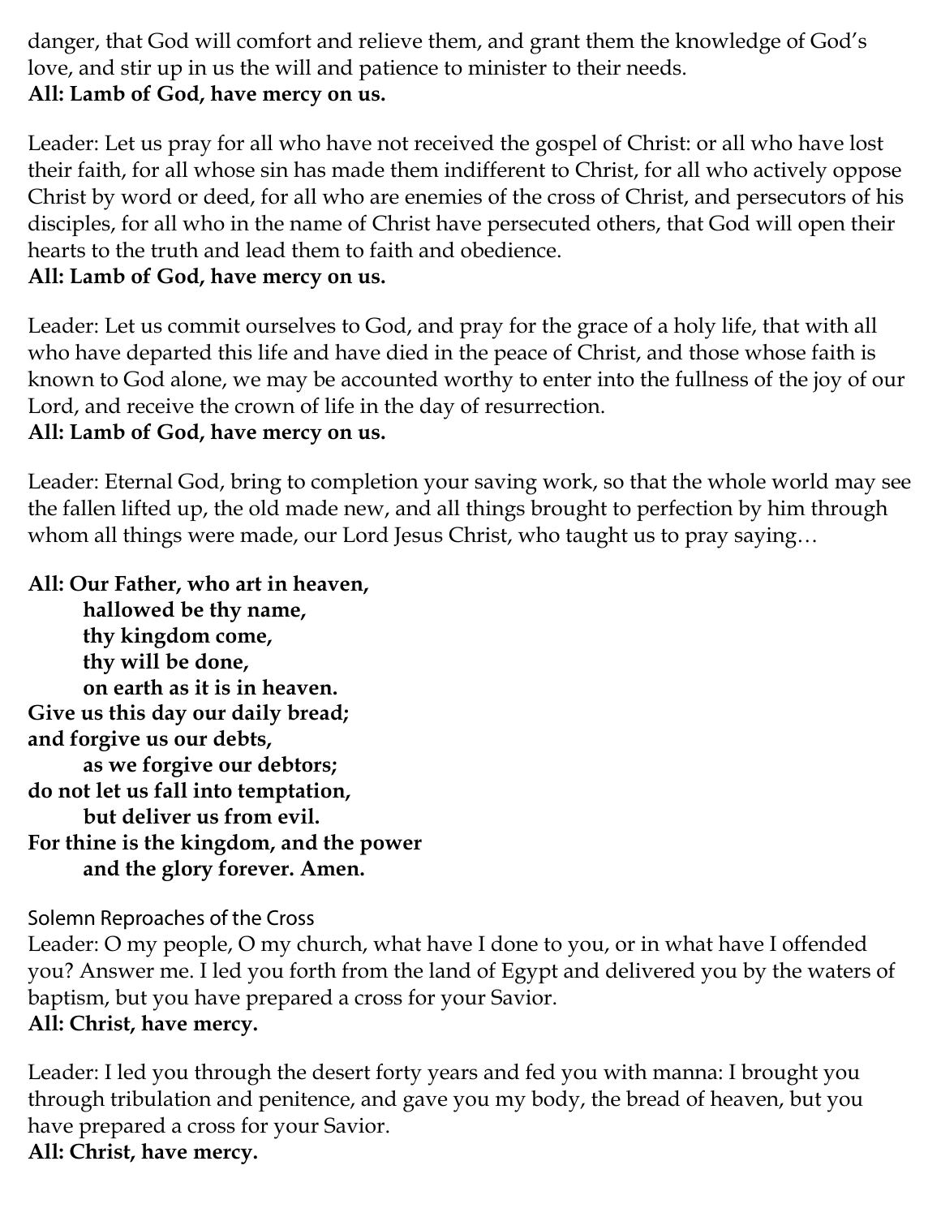danger, that God will comfort and relieve them, and grant them the knowledge of God's love, and stir up in us the will and patience to minister to their needs.
**All: Lamb of God, have mercy on us.**

Leader: Let us pray for all who have not received the gospel of Christ: or all who have lost their faith, for all whose sin has made them indifferent to Christ, for all who actively oppose Christ by word or deed, for all who are enemies of the cross of Christ, and persecutors of his disciples, for all who in the name of Christ have persecuted others, that God will open their hearts to the truth and lead them to faith and obedience.
**All: Lamb of God, have mercy on us.**

Leader: Let us commit ourselves to God, and pray for the grace of a holy life, that with all who have departed this life and have died in the peace of Christ, and those whose faith is known to God alone, we may be accounted worthy to enter into the fullness of the joy of our Lord, and receive the crown of life in the day of resurrection.
**All: Lamb of God, have mercy on us.**

Leader: Eternal God, bring to completion your saving work, so that the whole world may see the fallen lifted up, the old made new, and all things brought to perfection by him through whom all things were made, our Lord Jesus Christ, who taught us to pray saying…

**All: Our Father, who art in heaven,**
**hallowed be thy name,**
**thy kingdom come,**
**thy will be done,**
**on earth as it is in heaven.**
**Give us this day our daily bread;**
**and forgive us our debts,**
**as we forgive our debtors;**
**do not let us fall into temptation,**
**but deliver us from evil.**
**For thine is the kingdom, and the power**
**and the glory forever. Amen.**

Solemn Reproaches of the Cross
Leader: O my people, O my church, what have I done to you, or in what have I offended you? Answer me. I led you forth from the land of Egypt and delivered you by the waters of baptism, but you have prepared a cross for your Savior.
**All: Christ, have mercy.**

Leader: I led you through the desert forty years and fed you with manna: I brought you through tribulation and penitence, and gave you my body, the bread of heaven, but you have prepared a cross for your Savior.
**All: Christ, have mercy.**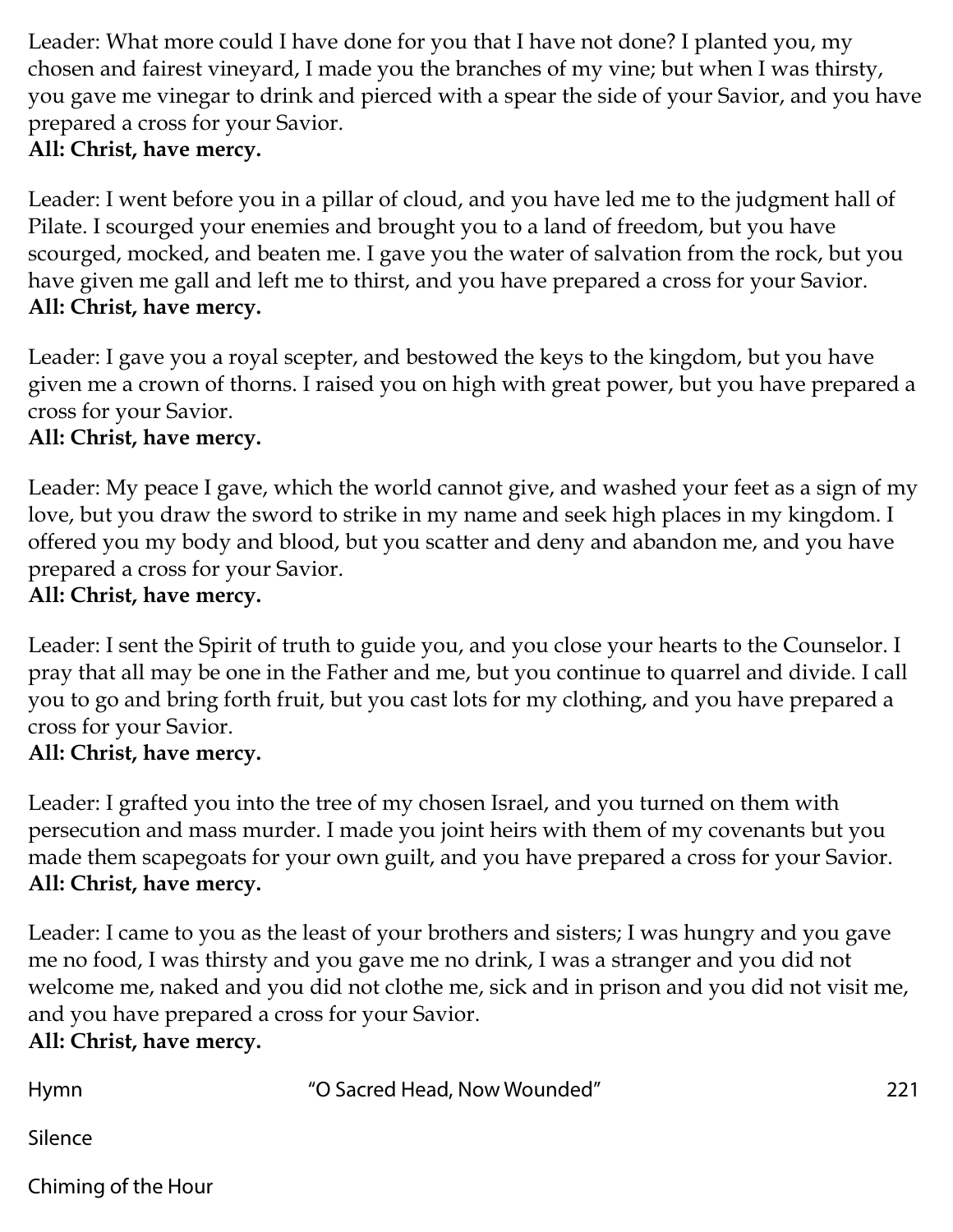Leader: What more could I have done for you that I have not done? I planted you, my chosen and fairest vineyard, I made you the branches of my vine; but when I was thirsty, you gave me vinegar to drink and pierced with a spear the side of your Savior, and you have prepared a cross for your Savior.
**All: Christ, have mercy.**

Leader: I went before you in a pillar of cloud, and you have led me to the judgment hall of Pilate. I scourged your enemies and brought you to a land of freedom, but you have scourged, mocked, and beaten me. I gave you the water of salvation from the rock, but you have given me gall and left me to thirst, and you have prepared a cross for your Savior.
**All: Christ, have mercy.**

Leader: I gave you a royal scepter, and bestowed the keys to the kingdom, but you have given me a crown of thorns. I raised you on high with great power, but you have prepared a cross for your Savior.
**All: Christ, have mercy.**

Leader: My peace I gave, which the world cannot give, and washed your feet as a sign of my love, but you draw the sword to strike in my name and seek high places in my kingdom. I offered you my body and blood, but you scatter and deny and abandon me, and you have prepared a cross for your Savior.
**All: Christ, have mercy.**

Leader: I sent the Spirit of truth to guide you, and you close your hearts to the Counselor. I pray that all may be one in the Father and me, but you continue to quarrel and divide. I call you to go and bring forth fruit, but you cast lots for my clothing, and you have prepared a cross for your Savior.
**All: Christ, have mercy.**

Leader: I grafted you into the tree of my chosen Israel, and you turned on them with persecution and mass murder. I made you joint heirs with them of my covenants but you made them scapegoats for your own guilt, and you have prepared a cross for your Savior.
**All: Christ, have mercy.**

Leader: I came to you as the least of your brothers and sisters; I was hungry and you gave me no food, I was thirsty and you gave me no drink, I was a stranger and you did not welcome me, naked and you did not clothe me, sick and in prison and you did not visit me, and you have prepared a cross for your Savior.
**All: Christ, have mercy.**

Hymn "O Sacred Head, Now Wounded" 221

Silence

Chiming of the Hour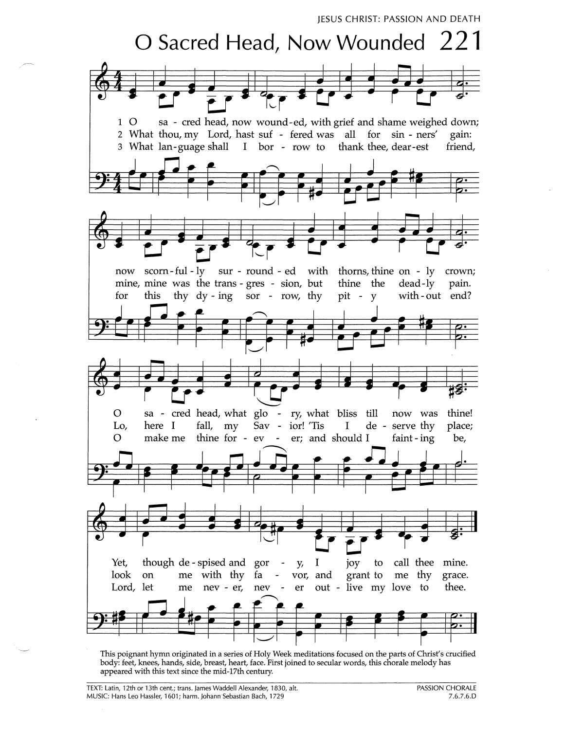JESUS CHRIST: PASSION AND DEATH

# O Sacred Head, Now Wounded 221

1 O sacred head, now wounded, with grief and shame weighed down;
now scornfully surrounded with thorns, thine only crown;
O sacred head, what glory, what bliss till now was thine!
Yet, though despised and gory, I joy to call thee mine.

2 What thou, my Lord, hast suffered was all for sinners' gain:
mine, mine was the transgression, but thine the deadly pain.
Lo, here I fall, my Savior! 'Tis I deserve thy place;
look on me with thy favor, and grant to me thy grace.

3 What language shall I borrow to thank thee, dearest friend,
for this thy dying sorrow, thy pity without end?
O make me thine forever; and should I fainting be,
Lord, let me never, never outlive my love to thee.

This poignant hymn originated in a series of Holy Week meditations focused on the parts of Christ's crucified body: feet, knees, hands, side, breast, heart, face. First joined to secular words, this chorale melody has appeared with this text since the mid-17th century.

TEXT: Latin, 12th or 13th cent.; trans. James Waddell Alexander, 1830, alt.
MUSIC: Hans Leo Hassler, 1601; harm. Johann Sebastian Bach, 1729

PASSION CHORALE
7.6.7.6.D